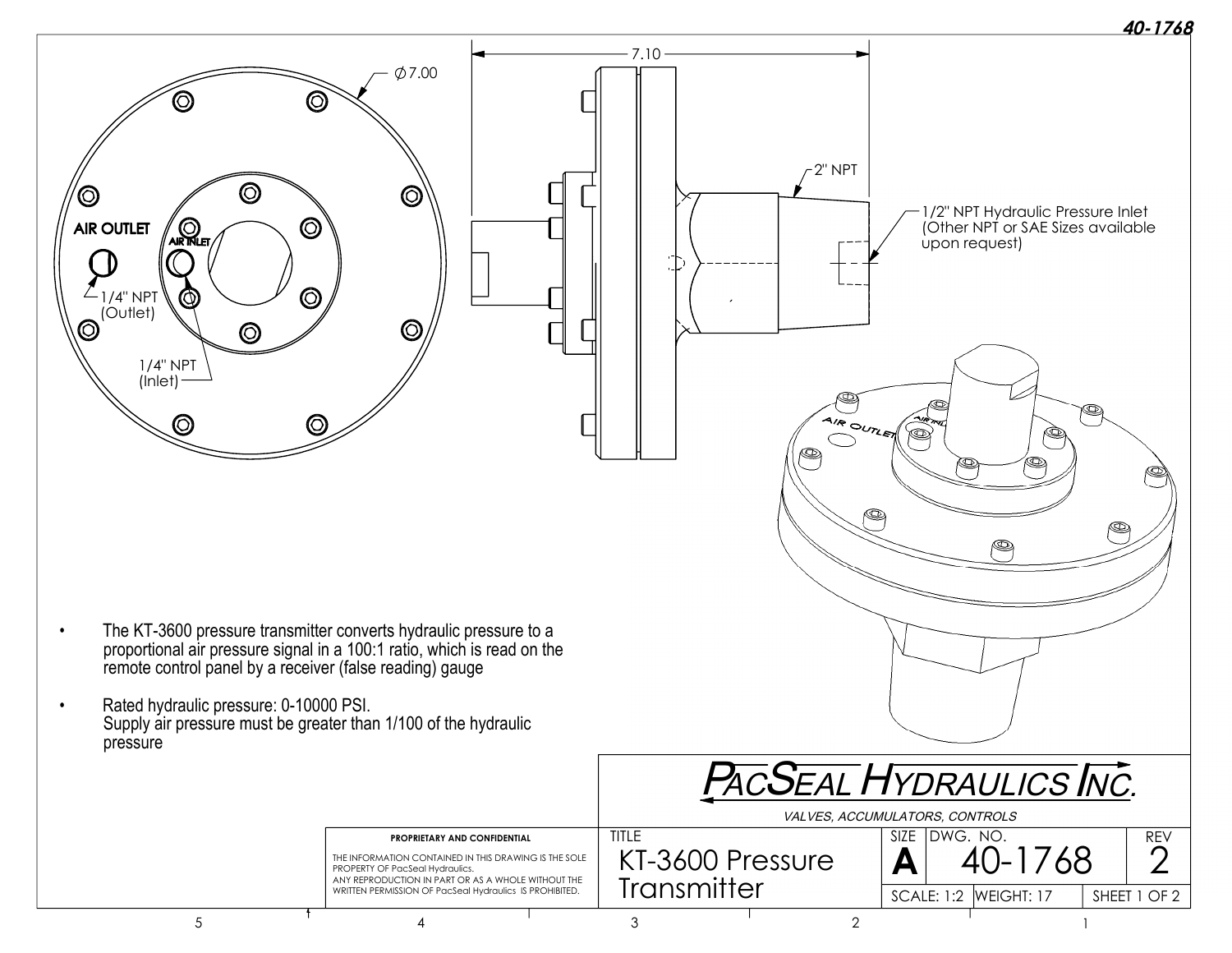40-1768

Ø7.00

7.10

AIR OUTLET

AIR INLET

1/4" NPT (Outlet)

1/4" NPT (Inlet)

2" NPT

1/2" NPT Hydraulic Pressure Inlet (Other NPT or SAE Sizes available upon request)

- The KT-3600 pressure transmitter converts hydraulic pressure to a proportional air pressure signal in a 100:1 ratio, which is read on the remote control panel by a receiver (false reading) gauge
- Rated hydraulic pressure: 0-10000 PSI.
  Supply air pressure must be greater than 1/100 of the hydraulic pressure

***PacSeal Hydraulics Inc.***

*VALVES, ACCUMULATORS, CONTROLS*

**PROPRIETARY AND CONFIDENTIAL**

THE INFORMATION CONTAINED IN THIS DRAWING IS THE SOLE PROPERTY OF PacSeal Hydraulics. ANY REPRODUCTION IN PART OR AS A WHOLE WITHOUT THE WRITTEN PERMISSION OF PacSeal Hydraulics IS PROHIBITED.

| TITLE | SIZE | DWG. NO. | REV |
|---|---|---|---|
| KT-3600 Pressure Transmitter | A | 40-1768 | 2 |
| | SCALE: 1:2 | WEIGHT: 17 | SHEET 1 OF 2 |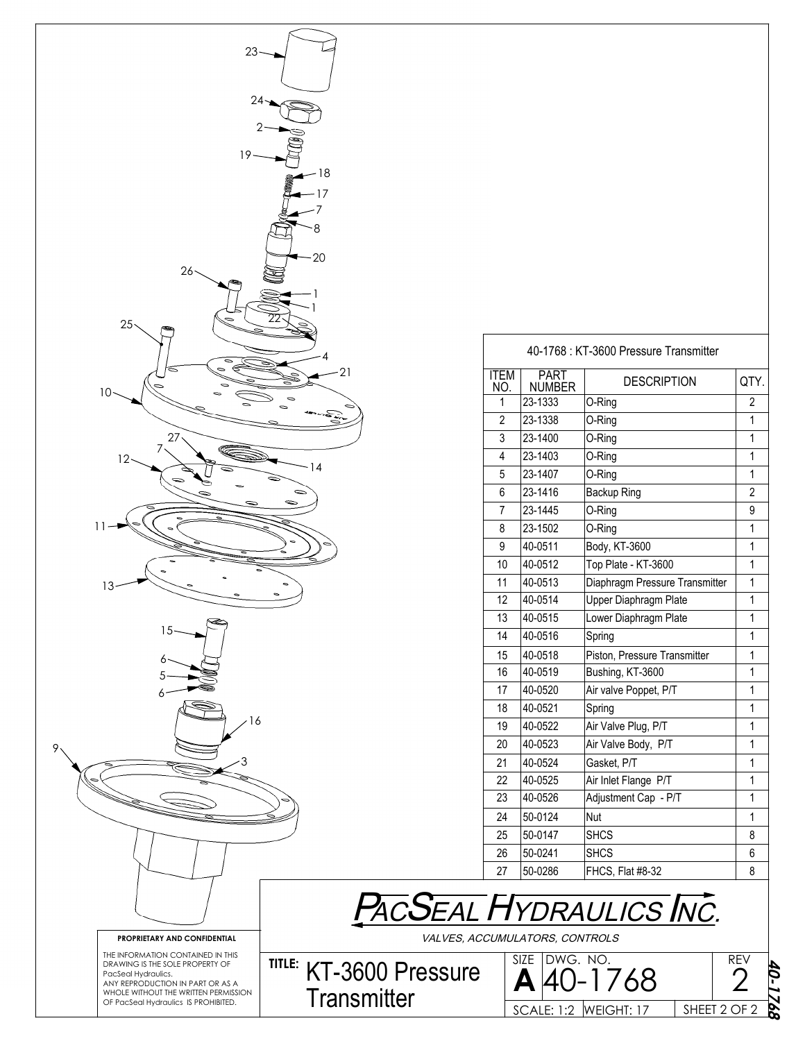23
24
2
19
18
17
7
8
20
26
1
1
22
25
4
21
10
27
7
12
14
11
13
15
6
5
6
16
9
3

| 40-1768 : KT-3600 Pressure Transmitter | | | |
|---|---|---|---|
| ITEM NO. | PART NUMBER | DESCRIPTION | QTY. |
| 1 | 23-1333 | O-Ring | 2 |
| 2 | 23-1338 | O-Ring | 1 |
| 3 | 23-1400 | O-Ring | 1 |
| 4 | 23-1403 | O-Ring | 1 |
| 5 | 23-1407 | O-Ring | 1 |
| 6 | 23-1416 | Backup Ring | 2 |
| 7 | 23-1445 | O-Ring | 9 |
| 8 | 23-1502 | O-Ring | 1 |
| 9 | 40-0511 | Body, KT-3600 | 1 |
| 10 | 40-0512 | Top Plate - KT-3600 | 1 |
| 11 | 40-0513 | Diaphragm Pressure Transmitter | 1 |
| 12 | 40-0514 | Upper Diaphragm Plate | 1 |
| 13 | 40-0515 | Lower Diaphragm Plate | 1 |
| 14 | 40-0516 | Spring | 1 |
| 15 | 40-0518 | Piston, Pressure Transmitter | 1 |
| 16 | 40-0519 | Bushing, KT-3600 | 1 |
| 17 | 40-0520 | Air valve Poppet, P/T | 1 |
| 18 | 40-0521 | Spring | 1 |
| 19 | 40-0522 | Air Valve Plug, P/T | 1 |
| 20 | 40-0523 | Air Valve Body, P/T | 1 |
| 21 | 40-0524 | Gasket, P/T | 1 |
| 22 | 40-0525 | Air Inlet Flange P/T | 1 |
| 23 | 40-0526 | Adjustment Cap - P/T | 1 |
| 24 | 50-0124 | Nut | 1 |
| 25 | 50-0147 | SHCS | 8 |
| 26 | 50-0241 | SHCS | 6 |
| 27 | 50-0286 | FHCS, Flat #8-32 | 8 |

# PACSEAL HYDRAULICS INC.

*VALVES, ACCUMULATORS, CONTROLS*

**PROPRIETARY AND CONFIDENTIAL**

THE INFORMATION CONTAINED IN THIS DRAWING IS THE SOLE PROPERTY OF PacSeal Hydraulics. ANY REPRODUCTION IN PART OR AS A WHOLE WITHOUT THE WRITTEN PERMISSION OF PacSeal Hydraulics IS PROHIBITED.

| | | | |
|---|---|---|---|
| **TITLE:** KT-3600 Pressure Transmitter | SIZE **A** | DWG. NO. 40-1768 | REV 2 |
| | SCALE: 1:2 | WEIGHT: 17 | SHEET 2 OF 2 |

40-1768